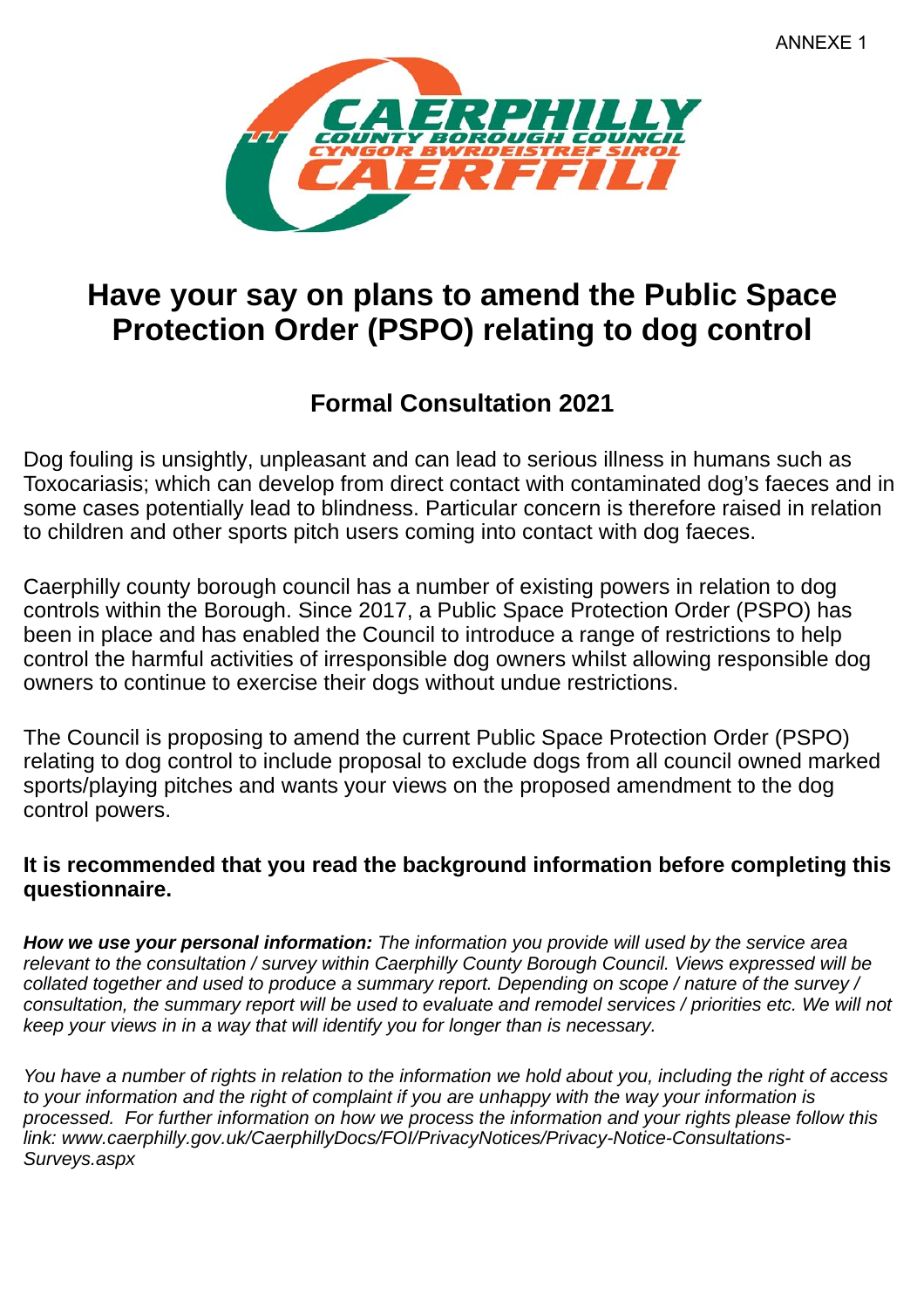ANNEXE 1

# Have your say on plans to amend the Public Space Protection Order (PSPO) relating to dog control

## Formal Consultation 2021

Dog fouling is unsightly, unpleasant and can lead to serious illness in humans such as Toxocariasis; which can develop from direct contact with contaminated dog's faeces and in some cases potentially lead to blindness. Particular concern is therefore raised in relation to children and other sports pitch users coming into contact with dog faeces.

Caerphilly county borough council has a number of existing powers in relation to dog controls within the Borough. Since 2017, a Public Space Protection Order (PSPO) has been in place and has enabled the Council to introduce a range of restrictions to help control the harmful activities of irresponsible dog owners whilst allowing responsible dog owners to continue to exercise their dogs without undue restrictions.

The Council is proposing to amend the current Public Space Protection Order (PSPO) relating to dog control to include proposal to exclude dogs from all council owned marked sports/playing pitches and wants your views on the proposed amendment to the dog control powers.

**It is recommended that you read the background information before completing this questionnaire.**

***How we use your personal information:*** *The information you provide will used by the service area relevant to the consultation / survey within Caerphilly County Borough Council. Views expressed will be collated together and used to produce a summary report. Depending on scope / nature of the survey / consultation, the summary report will be used to evaluate and remodel services / priorities etc. We will not keep your views in in a way that will identify you for longer than is necessary.*

*You have a number of rights in relation to the information we hold about you, including the right of access to your information and the right of complaint if you are unhappy with the way your information is processed. For further information on how we process the information and your rights please follow this link: www.caerphilly.gov.uk/CaerphillyDocs/FOI/PrivacyNotices/Privacy-Notice-Consultations-Surveys.aspx*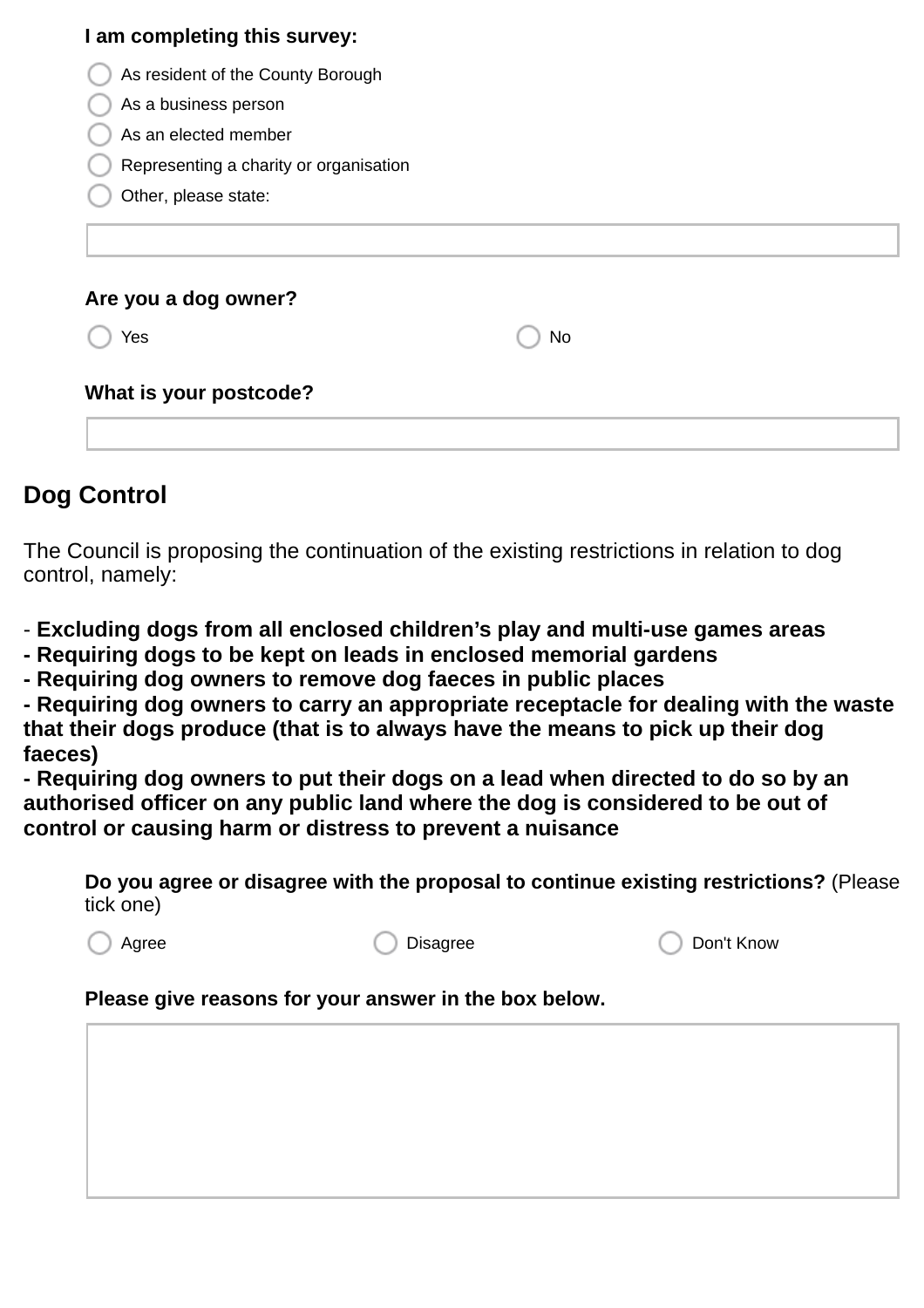**I am completing this survey:**

- ◯ As resident of the County Borough
- ◯ As a business person
- ◯ As an elected member
- ◯ Representing a charity or organisation
- ◯ Other, please state:

**Are you a dog owner?**

◯ Yes ◯ No

**What is your postcode?**

## Dog Control

The Council is proposing the continuation of the existing restrictions in relation to dog control, namely:

- **Excluding dogs from all enclosed children's play and multi-use games areas**
- **Requiring dogs to be kept on leads in enclosed memorial gardens**
- **Requiring dog owners to remove dog faeces in public places**
- **Requiring dog owners to carry an appropriate receptacle for dealing with the waste that their dogs produce (that is to always have the means to pick up their dog faeces)**
- **Requiring dog owners to put their dogs on a lead when directed to do so by an authorised officer on any public land where the dog is considered to be out of control or causing harm or distress to prevent a nuisance**

**Do you agree or disagree with the proposal to continue existing restrictions?** (Please tick one)

◯ Agree ◯ Disagree ◯ Don't Know

**Please give reasons for your answer in the box below.**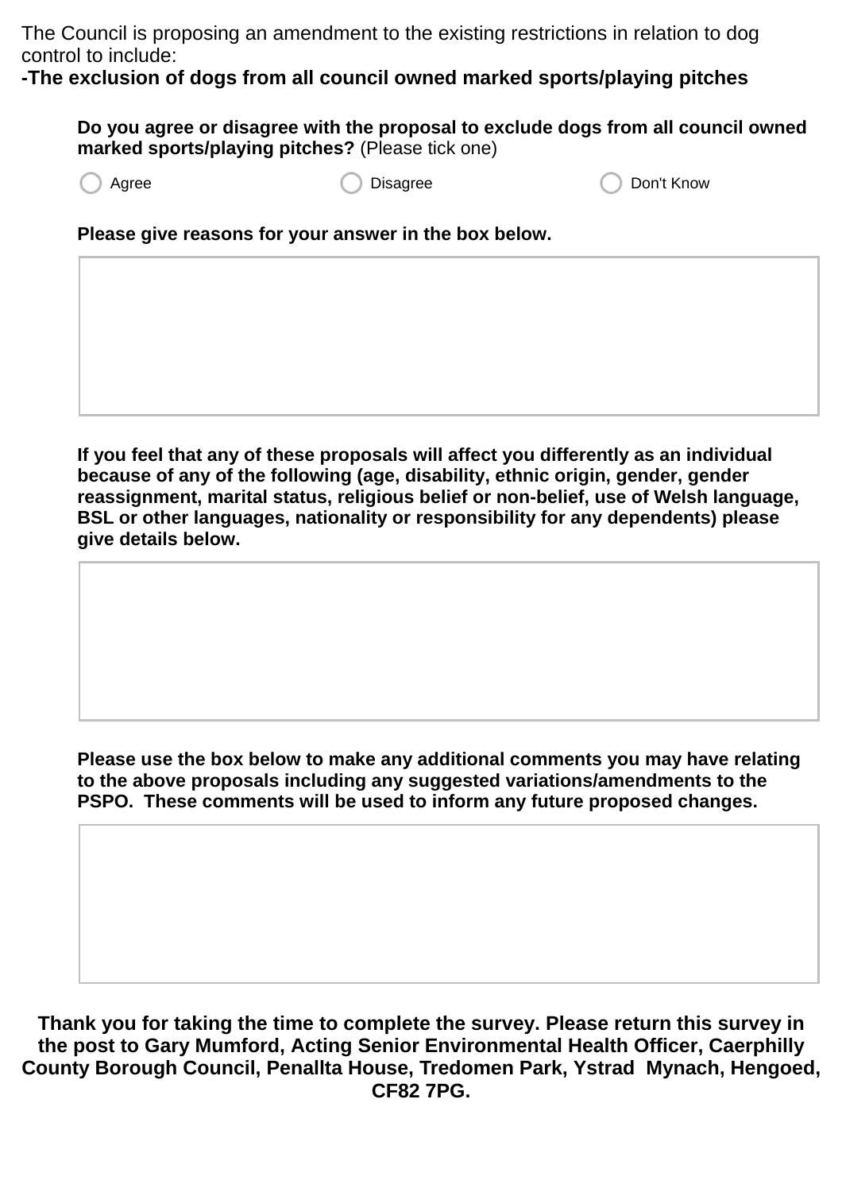The Council is proposing an amendment to the existing restrictions in relation to dog control to include:

**-The exclusion of dogs from all council owned marked sports/playing pitches**

**Do you agree or disagree with the proposal to exclude dogs from all council owned marked sports/playing pitches?** (Please tick one)

- ◯ Agree
- ◯ Disagree
- ◯ Don't Know

**Please give reasons for your answer in the box below.**

**If you feel that any of these proposals will affect you differently as an individual because of any of the following (age, disability, ethnic origin, gender, gender reassignment, marital status, religious belief or non-belief, use of Welsh language, BSL or other languages, nationality or responsibility for any dependents) please give details below.**

**Please use the box below to make any additional comments you may have relating to the above proposals including any suggested variations/amendments to the PSPO. These comments will be used to inform any future proposed changes.**

**Thank you for taking the time to complete the survey. Please return this survey in the post to Gary Mumford, Acting Senior Environmental Health Officer, Caerphilly County Borough Council, Penallta House, Tredomen Park, Ystrad Mynach, Hengoed, CF82 7PG.**